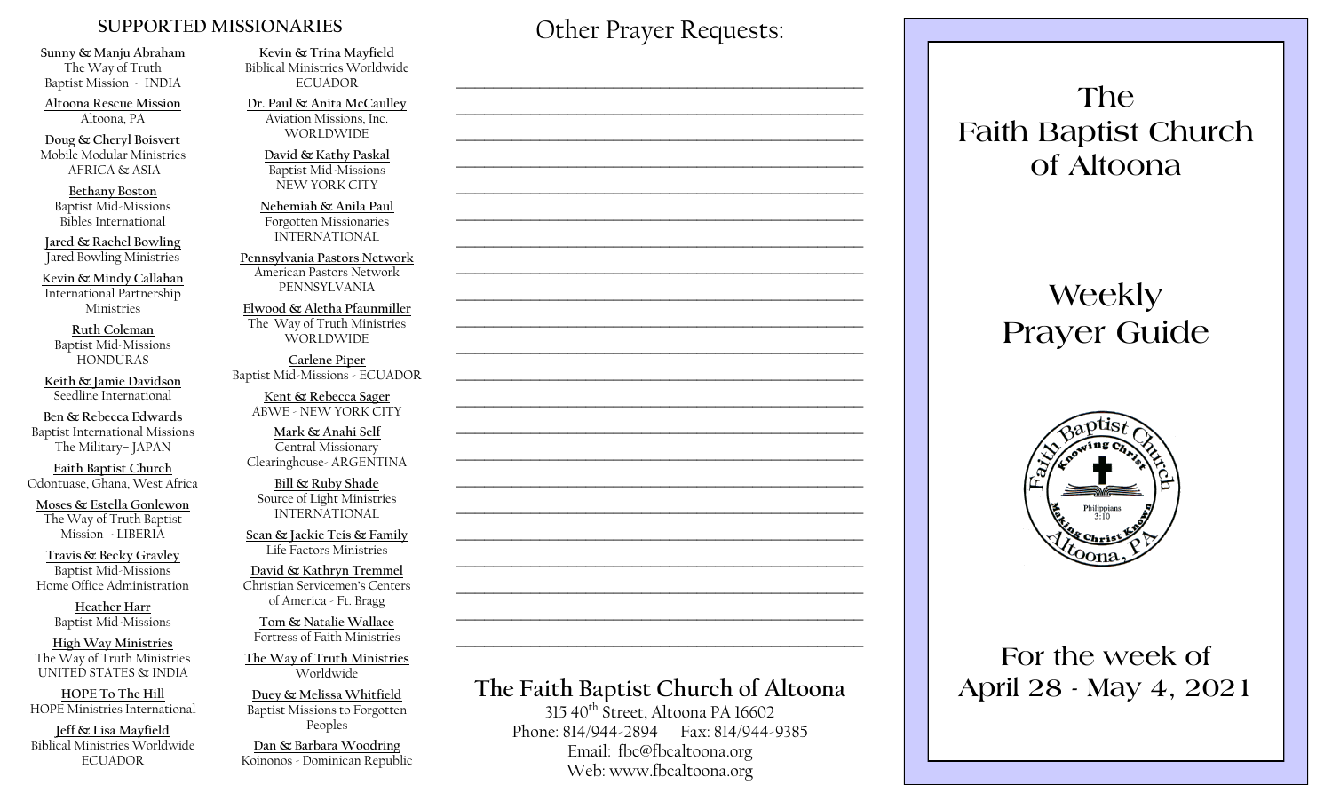## SUPPORTED MISSIONARIES

**Sunny & Manju Abraham**
The Way of Truth
Baptist Mission - INDIA

**Altoona Rescue Mission**
Altoona, PA

**Doug & Cheryl Boisvert**
Mobile Modular Ministries
AFRICA & ASIA

**Bethany Boston**
Baptist Mid-Missions
Bibles International

**Jared & Rachel Bowling**
Jared Bowling Ministries

**Kevin & Mindy Callahan**
International Partnership
Ministries

**Ruth Coleman**
Baptist Mid-Missions
HONDURAS

**Keith & Jamie Davidson**
Seedline International

**Ben & Rebecca Edwards**
Baptist International Missions
The Military– JAPAN

**Faith Baptist Church**
Odontuase, Ghana, West Africa

**Moses & Estella Gonlewon**
The Way of Truth Baptist
Mission - LIBERIA

**Travis & Becky Gravley**
Baptist Mid-Missions
Home Office Administration

**Heather Harr**
Baptist Mid-Missions

**High Way Ministries**
The Way of Truth Ministries
UNITED STATES & INDIA

**HOPE To The Hill**
HOPE Ministries International

**Jeff & Lisa Mayfield**
Biblical Ministries Worldwide
ECUADOR

**Kevin & Trina Mayfield**
Biblical Ministries Worldwide
ECUADOR

**Dr. Paul & Anita McCaulley**
Aviation Missions, Inc.
WORLDWIDE

**David & Kathy Paskal**
Baptist Mid-Missions
NEW YORK CITY

**Nehemiah & Anila Paul**
Forgotten Missionaries
INTERNATIONAL

**Pennsylvania Pastors Network**
American Pastors Network
PENNSYLVANIA

**Elwood & Aletha Pfaunmiller**
The Way of Truth Ministries
WORLDWIDE

**Carlene Piper**
Baptist Mid-Missions - ECUADOR

**Kent & Rebecca Sager**
ABWE - NEW YORK CITY

**Mark & Anahi Self**
Central Missionary
Clearinghouse- ARGENTINA

**Bill & Ruby Shade**
Source of Light Ministries
INTERNATIONAL

**Sean & Jackie Teis & Family**
Life Factors Ministries

**David & Kathryn Tremmel**
Christian Servicemen's Centers
of America - Ft. Bragg

**Tom & Natalie Wallace**
Fortress of Faith Ministries

**The Way of Truth Ministries**
Worldwide

**Duey & Melissa Whitfield**
Baptist Missions to Forgotten
Peoples

**Dan & Barbara Woodring**
Koinonos - Dominican Republic

## Other Prayer Requests:

_______________________________________________
_______________________________________________
_______________________________________________
_______________________________________________
_______________________________________________
_______________________________________________
_______________________________________________
_______________________________________________
_______________________________________________
_______________________________________________
_______________________________________________
_______________________________________________
_______________________________________________
_______________________________________________
_______________________________________________
_______________________________________________
_______________________________________________
_______________________________________________
_______________________________________________
_______________________________________________
_______________________________________________
_______________________________________________
_______________________________________________

### The Faith Baptist Church of Altoona

315 40th Street, Altoona PA 16602
Phone: 814/944-2894 Fax: 814/944-9385
Email: fbc@fbcaltoona.org
Web: www.fbcaltoona.org

# The Faith Baptist Church of Altoona

# Weekly Prayer Guide

Faith Baptist Church
Knowing Christ
Making Christ Known
Philippians 3:10
Altoona, PA

## For the week of April 28 - May 4, 2021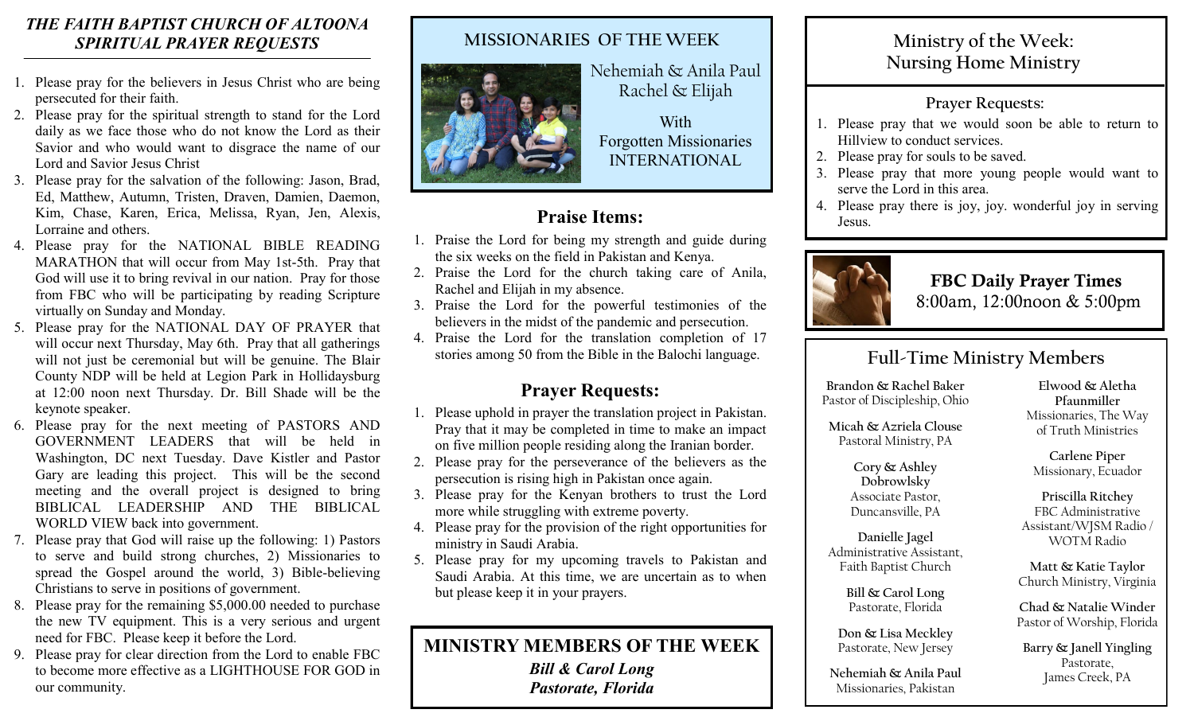## *THE FAITH BAPTIST CHURCH OF ALTOONA SPIRITUAL PRAYER REQUESTS*

1. Please pray for the believers in Jesus Christ who are being persecuted for their faith.
2. Please pray for the spiritual strength to stand for the Lord daily as we face those who do not know the Lord as their Savior and who would want to disgrace the name of our Lord and Savior Jesus Christ
3. Please pray for the salvation of the following: Jason, Brad, Ed, Matthew, Autumn, Tristen, Draven, Damien, Daemon, Kim, Chase, Karen, Erica, Melissa, Ryan, Jen, Alexis, Lorraine and others.
4. Please pray for the NATIONAL BIBLE READING MARATHON that will occur from May 1st-5th. Pray that God will use it to bring revival in our nation. Pray for those from FBC who will be participating by reading Scripture virtually on Sunday and Monday.
5. Please pray for the NATIONAL DAY OF PRAYER that will occur next Thursday, May 6th. Pray that all gatherings will not just be ceremonial but will be genuine. The Blair County NDP will be held at Legion Park in Hollidaysburg at 12:00 noon next Thursday. Dr. Bill Shade will be the keynote speaker.
6. Please pray for the next meeting of PASTORS AND GOVERNMENT LEADERS that will be held in Washington, DC next Tuesday. Dave Kistler and Pastor Gary are leading this project. This will be the second meeting and the overall project is designed to bring BIBLICAL LEADERSHIP AND THE BIBLICAL WORLD VIEW back into government.
7. Please pray that God will raise up the following: 1) Pastors to serve and build strong churches, 2) Missionaries to spread the Gospel around the world, 3) Bible-believing Christians to serve in positions of government.
8. Please pray for the remaining $5,000.00 needed to purchase the new TV equipment. This is a very serious and urgent need for FBC. Please keep it before the Lord.
9. Please pray for clear direction from the Lord to enable FBC to become more effective as a LIGHTHOUSE FOR GOD in our community.

## MISSIONARIES OF THE WEEK

Nehemiah & Anila Paul
Rachel & Elijah

With
Forgotten Missionaries
INTERNATIONAL

### Praise Items:

1. Praise the Lord for being my strength and guide during the six weeks on the field in Pakistan and Kenya.
2. Praise the Lord for the church taking care of Anila, Rachel and Elijah in my absence.
3. Praise the Lord for the powerful testimonies of the believers in the midst of the pandemic and persecution.
4. Praise the Lord for the translation completion of 17 stories among 50 from the Bible in the Balochi language.

### Prayer Requests:

1. Please uphold in prayer the translation project in Pakistan. Pray that it may be completed in time to make an impact on five million people residing along the Iranian border.
2. Please pray for the perseverance of the believers as the persecution is rising high in Pakistan once again.
3. Please pray for the Kenyan brothers to trust the Lord more while struggling with extreme poverty.
4. Please pray for the provision of the right opportunities for ministry in Saudi Arabia.
5. Please pray for my upcoming travels to Pakistan and Saudi Arabia. At this time, we are uncertain as to when but please keep it in your prayers.

## MINISTRY MEMBERS OF THE WEEK

*Bill & Carol Long*
*Pastorate, Florida*

## Ministry of the Week: Nursing Home Ministry

### Prayer Requests:

1. Please pray that we would soon be able to return to Hillview to conduct services.
2. Please pray for souls to be saved.
3. Please pray that more young people would want to serve the Lord in this area.
4. Please pray there is joy, joy. wonderful joy in serving Jesus.

**FBC Daily Prayer Times**
8:00am, 12:00noon & 5:00pm

## Full-Time Ministry Members

**Brandon & Rachel Baker**
Pastor of Discipleship, Ohio

**Micah & Azriela Clouse**
Pastoral Ministry, PA

**Cory & Ashley Dobrowlsky**
Associate Pastor, Duncansville, PA

**Danielle Jagel**
Administrative Assistant, Faith Baptist Church

**Bill & Carol Long**
Pastorate, Florida

**Don & Lisa Meckley**
Pastorate, New Jersey

**Nehemiah & Anila Paul**
Missionaries, Pakistan

**Elwood & Aletha Pfaunmiller**
Missionaries, The Way of Truth Ministries

**Carlene Piper**
Missionary, Ecuador

**Priscilla Ritchey**
FBC Administrative Assistant/WJSM Radio / WOTM Radio

**Matt & Katie Taylor**
Church Ministry, Virginia

**Chad & Natalie Winder**
Pastor of Worship, Florida

**Barry & Janell Yingling**
Pastorate, James Creek, PA